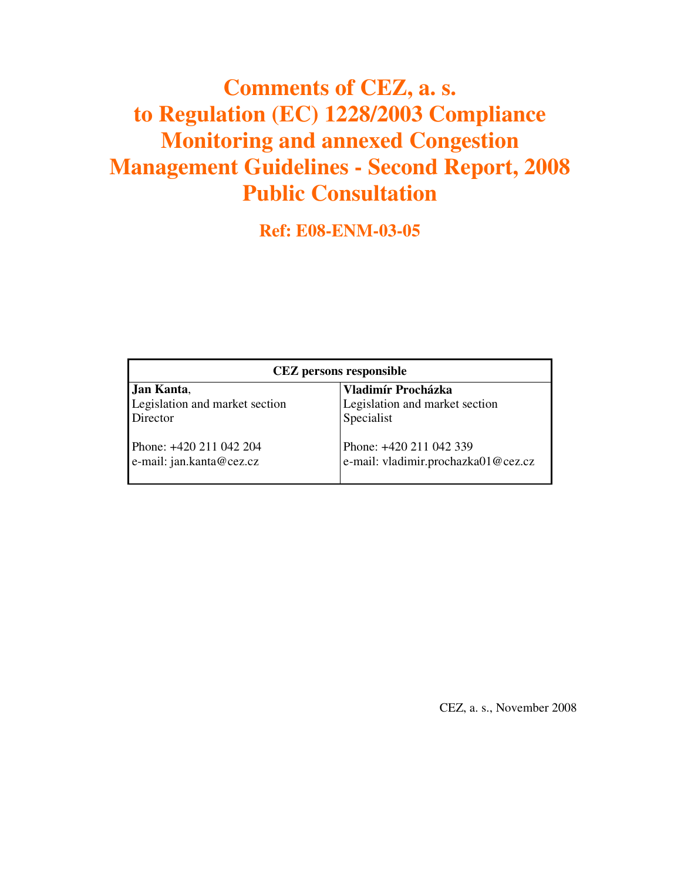# Comments of CEZ, a. s. to Regulation (EC) 1228/2003 Compliance Monitoring and annexed Congestion Management Guidelines - Second Report, 2008 Public Consultation

## Ref: E08-ENM-03-05

| CEZ persons responsible | |
|---|---|
| **Jan Kanta**,<br>Legislation and market section<br>Director<br><br>Phone: +420 211 042 204<br>e-mail: jan.kanta@cez.cz | **Vladimír Procházka**<br>Legislation and market section<br>Specialist<br><br>Phone: +420 211 042 339<br>e-mail: vladimir.prochazka01@cez.cz |

CEZ, a. s., November 2008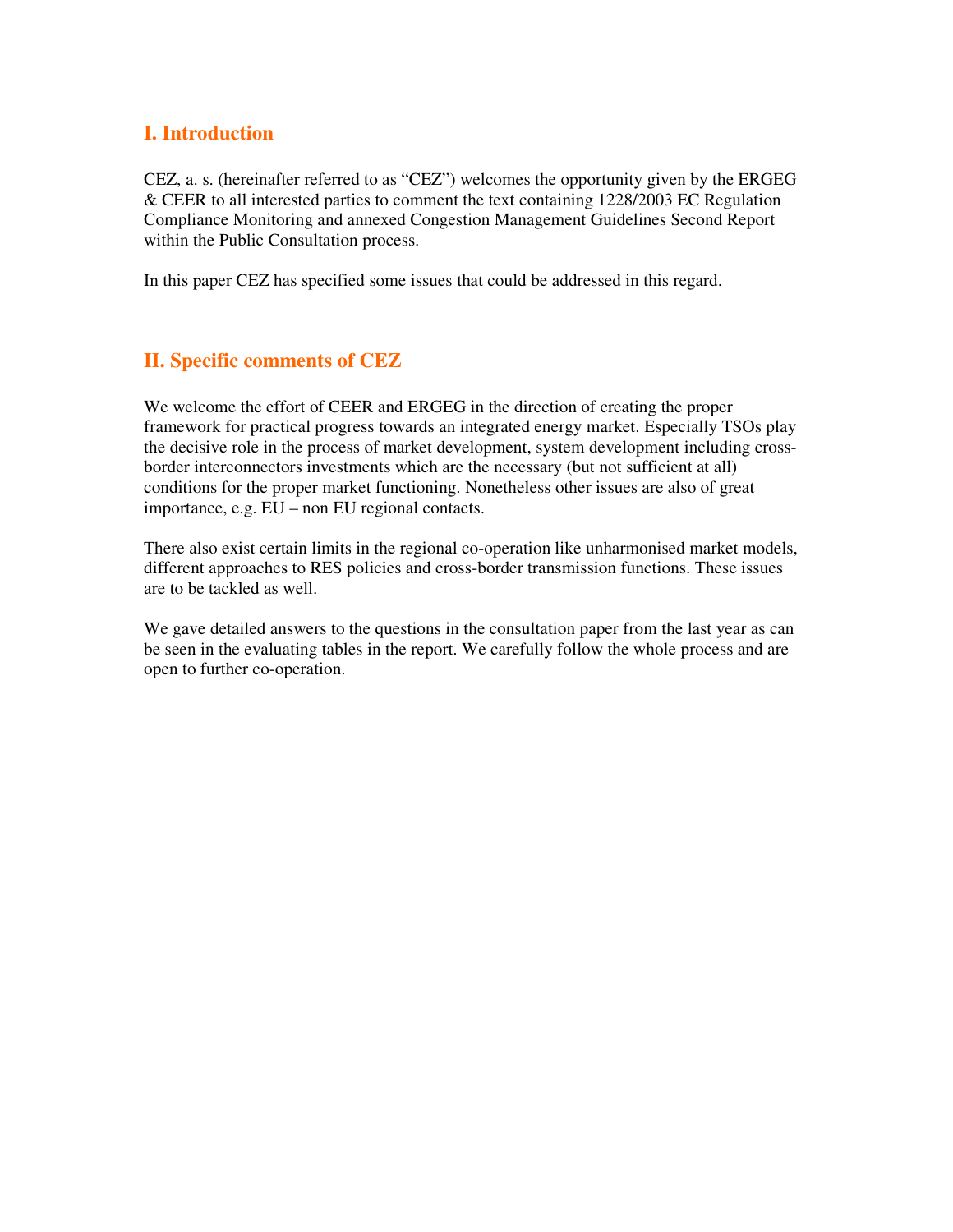## I. Introduction

CEZ, a. s. (hereinafter referred to as "CEZ") welcomes the opportunity given by the ERGEG & CEER to all interested parties to comment the text containing 1228/2003 EC Regulation Compliance Monitoring and annexed Congestion Management Guidelines Second Report within the Public Consultation process.

In this paper CEZ has specified some issues that could be addressed in this regard.

## II. Specific comments of CEZ

We welcome the effort of CEER and ERGEG in the direction of creating the proper framework for practical progress towards an integrated energy market. Especially TSOs play the decisive role in the process of market development, system development including cross-border interconnectors investments which are the necessary (but not sufficient at all) conditions for the proper market functioning. Nonetheless other issues are also of great importance, e.g. EU – non EU regional contacts.

There also exist certain limits in the regional co-operation like unharmonised market models, different approaches to RES policies and cross-border transmission functions. These issues are to be tackled as well.

We gave detailed answers to the questions in the consultation paper from the last year as can be seen in the evaluating tables in the report. We carefully follow the whole process and are open to further co-operation.